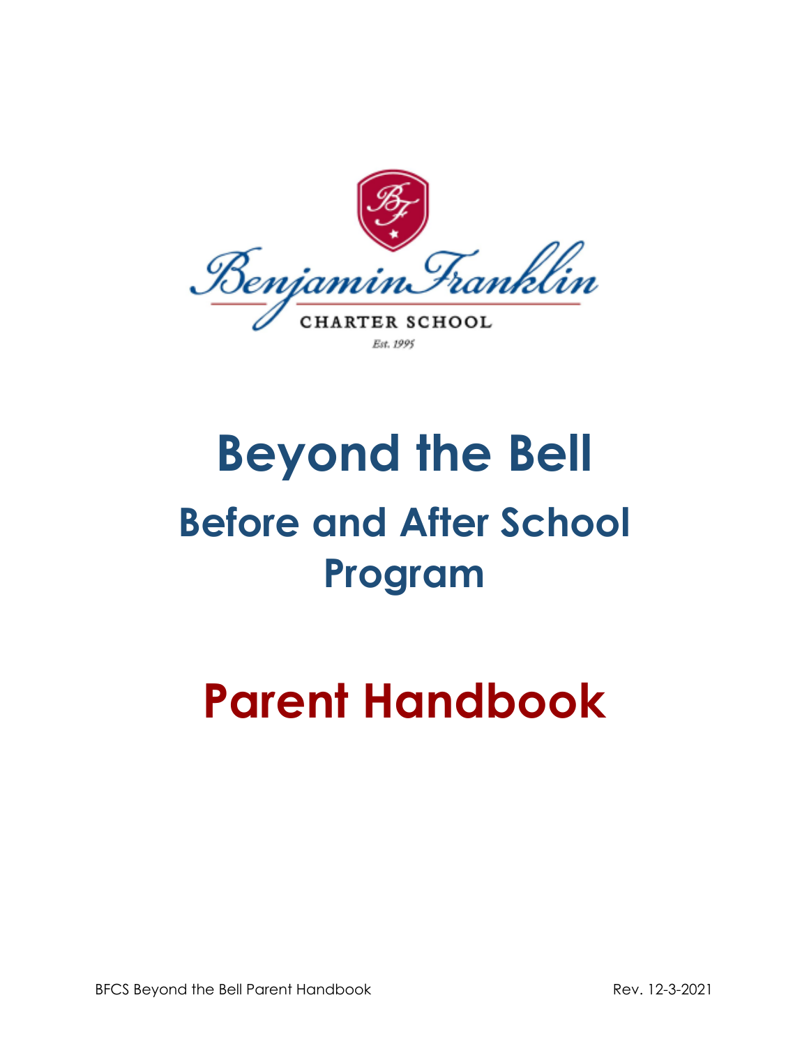Benjamin Franklin

CHARTER SCHOOL

Est. 1995

# Beyond the Bell

## Before and After School Program

# Parent Handbook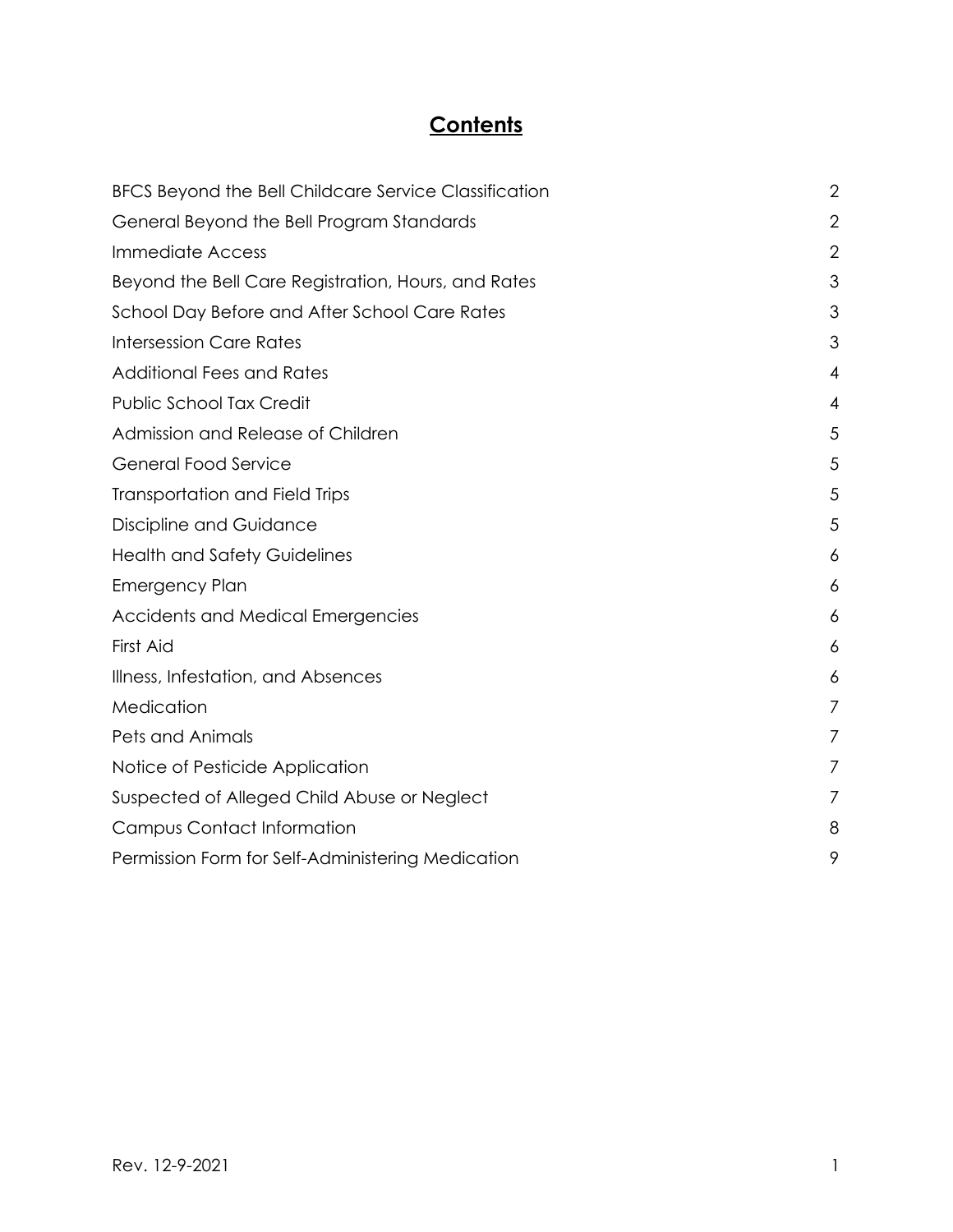# Contents

| | |
|---|---|
| BFCS Beyond the Bell Childcare Service Classification | 2 |
| General Beyond the Bell Program Standards | 2 |
| Immediate Access | 2 |
| Beyond the Bell Care Registration, Hours, and Rates | 3 |
| School Day Before and After School Care Rates | 3 |
| Intersession Care Rates | 3 |
| Additional Fees and Rates | 4 |
| Public School Tax Credit | 4 |
| Admission and Release of Children | 5 |
| General Food Service | 5 |
| Transportation and Field Trips | 5 |
| Discipline and Guidance | 5 |
| Health and Safety Guidelines | 6 |
| Emergency Plan | 6 |
| Accidents and Medical Emergencies | 6 |
| First Aid | 6 |
| Illness, Infestation, and Absences | 6 |
| Medication | 7 |
| Pets and Animals | 7 |
| Notice of Pesticide Application | 7 |
| Suspected of Alleged Child Abuse or Neglect | 7 |
| Campus Contact Information | 8 |
| Permission Form for Self-Administering Medication | 9 |

Rev. 12-9-2021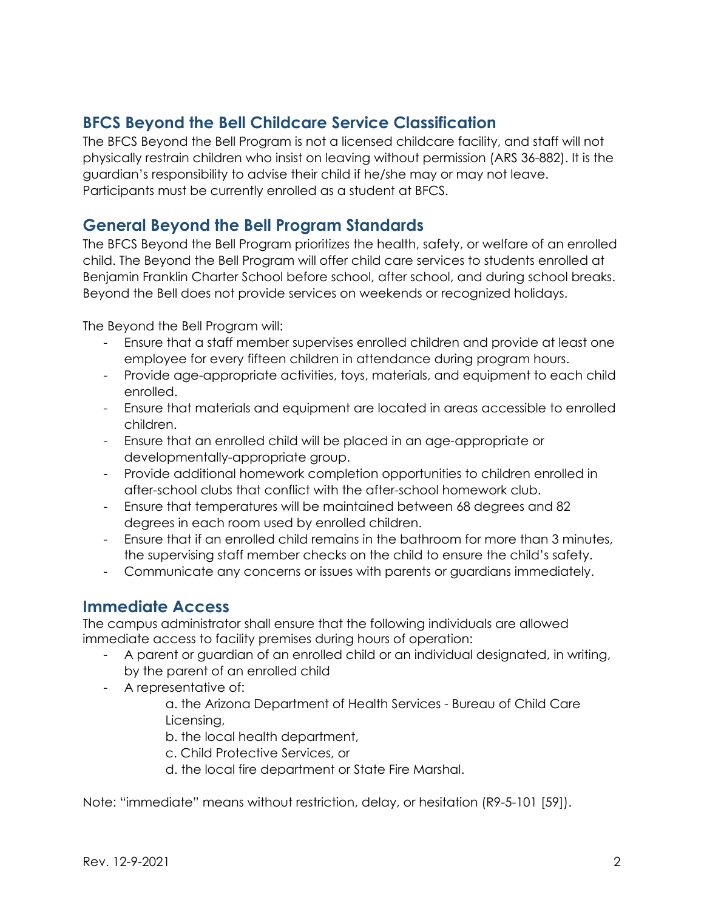## BFCS Beyond the Bell Childcare Service Classification

The BFCS Beyond the Bell Program is not a licensed childcare facility, and staff will not physically restrain children who insist on leaving without permission (ARS 36-882). It is the guardian's responsibility to advise their child if he/she may or may not leave. Participants must be currently enrolled as a student at BFCS.

## General Beyond the Bell Program Standards

The BFCS Beyond the Bell Program prioritizes the health, safety, or welfare of an enrolled child. The Beyond the Bell Program will offer child care services to students enrolled at Benjamin Franklin Charter School before school, after school, and during school breaks. Beyond the Bell does not provide services on weekends or recognized holidays.

The Beyond the Bell Program will:

- Ensure that a staff member supervises enrolled children and provide at least one employee for every fifteen children in attendance during program hours.
- Provide age-appropriate activities, toys, materials, and equipment to each child enrolled.
- Ensure that materials and equipment are located in areas accessible to enrolled children.
- Ensure that an enrolled child will be placed in an age-appropriate or developmentally-appropriate group.
- Provide additional homework completion opportunities to children enrolled in after-school clubs that conflict with the after-school homework club.
- Ensure that temperatures will be maintained between 68 degrees and 82 degrees in each room used by enrolled children.
- Ensure that if an enrolled child remains in the bathroom for more than 3 minutes, the supervising staff member checks on the child to ensure the child's safety.
- Communicate any concerns or issues with parents or guardians immediately.

## Immediate Access

The campus administrator shall ensure that the following individuals are allowed immediate access to facility premises during hours of operation:

- A parent or guardian of an enrolled child or an individual designated, in writing, by the parent of an enrolled child
- A representative of:
  - a. the Arizona Department of Health Services - Bureau of Child Care Licensing,
  - b. the local health department,
  - c. Child Protective Services, or
  - d. the local fire department or State Fire Marshal.

Note: "immediate" means without restriction, delay, or hesitation (R9-5-101 [59]).

Rev. 12-9-2021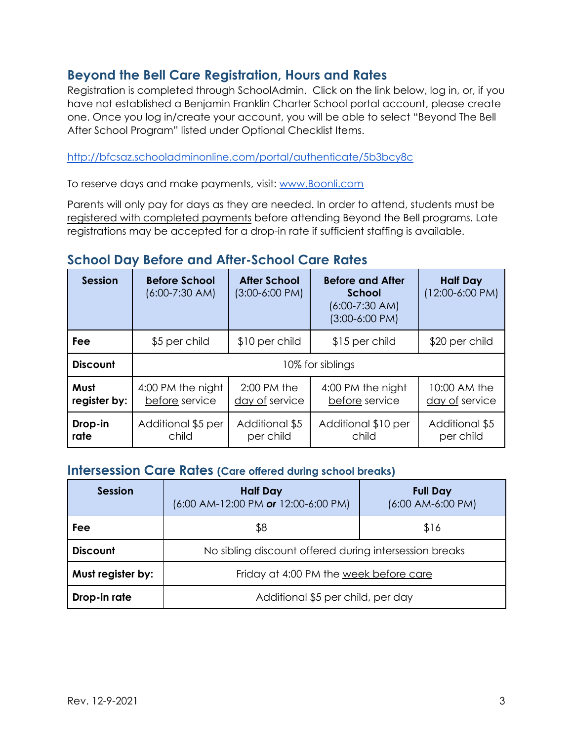## Beyond the Bell Care Registration, Hours and Rates

Registration is completed through SchoolAdmin. Click on the link below, log in, or, if you have not established a Benjamin Franklin Charter School portal account, please create one. Once you log in/create your account, you will be able to select "Beyond The Bell After School Program" listed under Optional Checklist Items.

http://bfcsaz.schooladminonline.com/portal/authenticate/5b3bcy8c

To reserve days and make payments, visit: www.Boonli.com

Parents will only pay for days as they are needed. In order to attend, students must be registered with completed payments before attending Beyond the Bell programs. Late registrations may be accepted for a drop-in rate if sufficient staffing is available.

## School Day Before and After-School Care Rates

| Session | Before School (6:00-7:30 AM) | After School (3:00-6:00 PM) | Before and After School (6:00-7:30 AM) (3:00-6:00 PM) | Half Day (12:00-6:00 PM) |
|---|---|---|---|---|
| **Fee** | $5 per child | $10 per child | $15 per child | $20 per child |
| **Discount** | 10% for siblings | | | |
| **Must register by:** | 4:00 PM the night before service | 2:00 PM the day of service | 4:00 PM the night before service | 10:00 AM the day of service |
| **Drop-in rate** | Additional $5 per child | Additional $5 per child | Additional $10 per child | Additional $5 per child |

## Intersession Care Rates (Care offered during school breaks)

| Session | Half Day (6:00 AM-12:00 PM **or** 12:00-6:00 PM) | Full Day (6:00 AM-6:00 PM) |
|---|---|---|
| **Fee** | $8 | $16 |
| **Discount** | No sibling discount offered during intersession breaks | |
| **Must register by:** | Friday at 4:00 PM the week before care | |
| **Drop-in rate** | Additional $5 per child, per day | |

Rev. 12-9-2021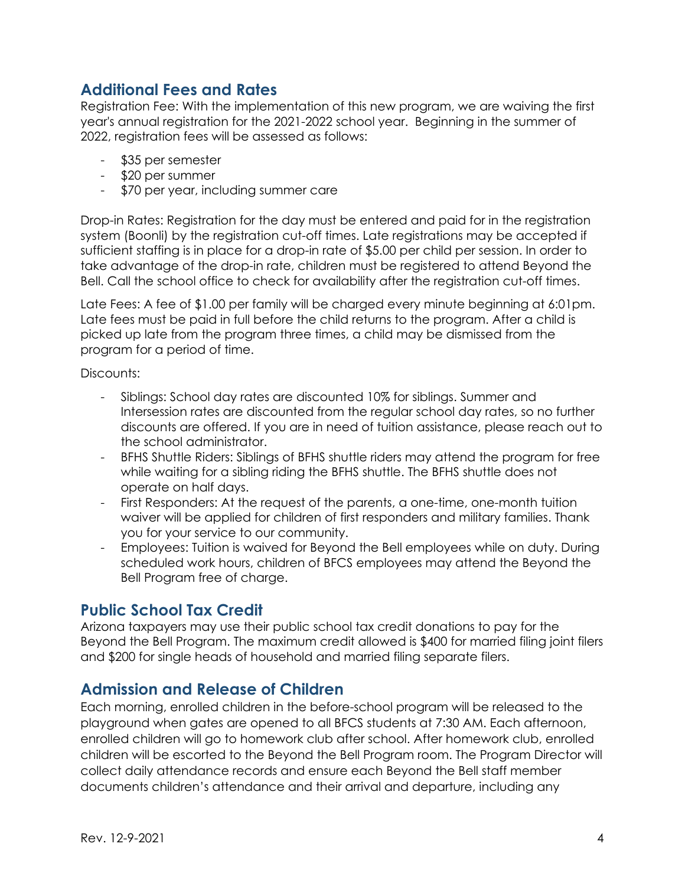## Additional Fees and Rates

Registration Fee: With the implementation of this new program, we are waiving the first year's annual registration for the 2021-2022 school year. Beginning in the summer of 2022, registration fees will be assessed as follows:

- $35 per semester
- $20 per summer
- $70 per year, including summer care

Drop-in Rates: Registration for the day must be entered and paid for in the registration system (Boonli) by the registration cut-off times. Late registrations may be accepted if sufficient staffing is in place for a drop-in rate of $5.00 per child per session. In order to take advantage of the drop-in rate, children must be registered to attend Beyond the Bell. Call the school office to check for availability after the registration cut-off times.

Late Fees: A fee of $1.00 per family will be charged every minute beginning at 6:01pm. Late fees must be paid in full before the child returns to the program. After a child is picked up late from the program three times, a child may be dismissed from the program for a period of time.

Discounts:

- Siblings: School day rates are discounted 10% for siblings. Summer and Intersession rates are discounted from the regular school day rates, so no further discounts are offered. If you are in need of tuition assistance, please reach out to the school administrator.
- BFHS Shuttle Riders: Siblings of BFHS shuttle riders may attend the program for free while waiting for a sibling riding the BFHS shuttle. The BFHS shuttle does not operate on half days.
- First Responders: At the request of the parents, a one-time, one-month tuition waiver will be applied for children of first responders and military families. Thank you for your service to our community.
- Employees: Tuition is waived for Beyond the Bell employees while on duty. During scheduled work hours, children of BFCS employees may attend the Beyond the Bell Program free of charge.

## Public School Tax Credit

Arizona taxpayers may use their public school tax credit donations to pay for the Beyond the Bell Program. The maximum credit allowed is $400 for married filing joint filers and $200 for single heads of household and married filing separate filers.

## Admission and Release of Children

Each morning, enrolled children in the before-school program will be released to the playground when gates are opened to all BFCS students at 7:30 AM. Each afternoon, enrolled children will go to homework club after school. After homework club, enrolled children will be escorted to the Beyond the Bell Program room. The Program Director will collect daily attendance records and ensure each Beyond the Bell staff member documents children's attendance and their arrival and departure, including any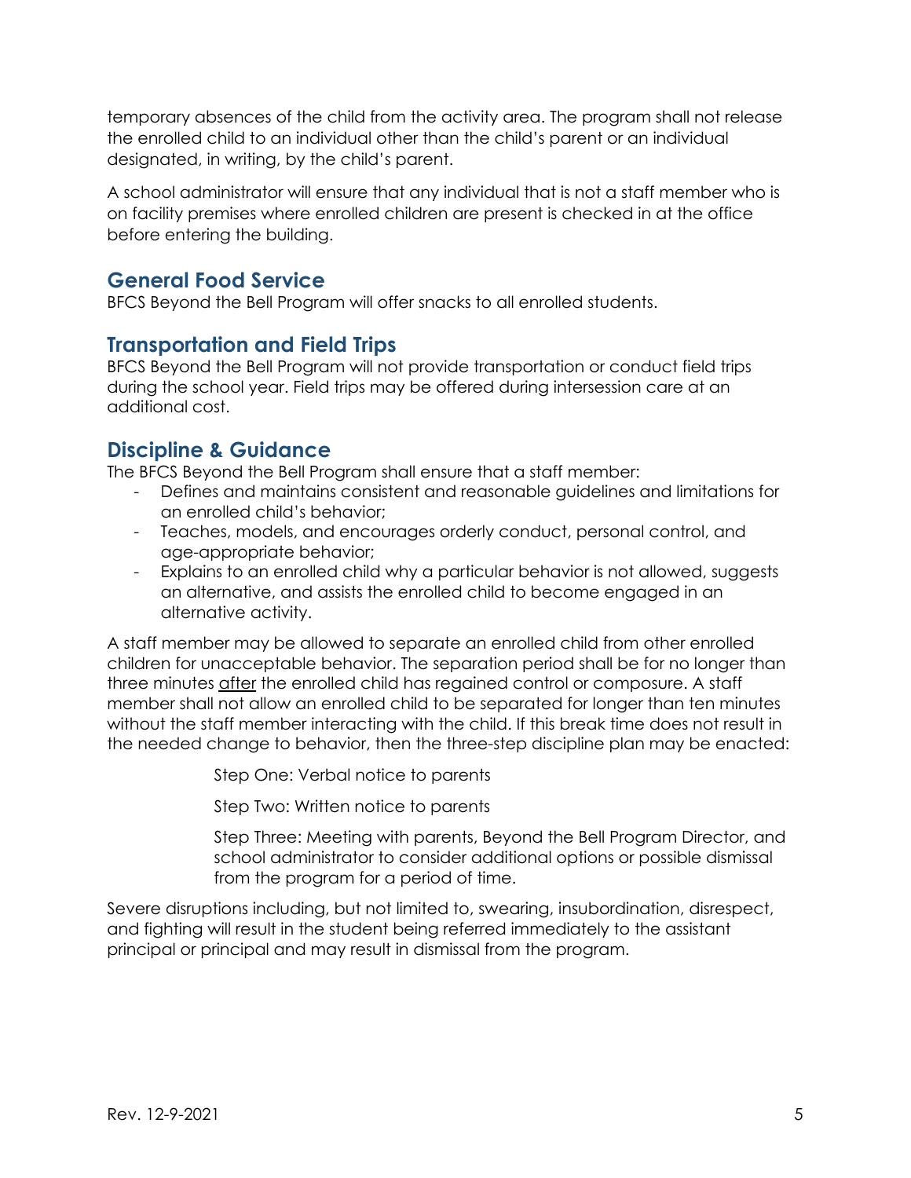temporary absences of the child from the activity area. The program shall not release the enrolled child to an individual other than the child's parent or an individual designated, in writing, by the child's parent.

A school administrator will ensure that any individual that is not a staff member who is on facility premises where enrolled children are present is checked in at the office before entering the building.

## General Food Service

BFCS Beyond the Bell Program will offer snacks to all enrolled students.

## Transportation and Field Trips

BFCS Beyond the Bell Program will not provide transportation or conduct field trips during the school year. Field trips may be offered during intersession care at an additional cost.

## Discipline & Guidance

The BFCS Beyond the Bell Program shall ensure that a staff member:

- Defines and maintains consistent and reasonable guidelines and limitations for an enrolled child's behavior;
- Teaches, models, and encourages orderly conduct, personal control, and age-appropriate behavior;
- Explains to an enrolled child why a particular behavior is not allowed, suggests an alternative, and assists the enrolled child to become engaged in an alternative activity.

A staff member may be allowed to separate an enrolled child from other enrolled children for unacceptable behavior. The separation period shall be for no longer than three minutes <u>after</u> the enrolled child has regained control or composure. A staff member shall not allow an enrolled child to be separated for longer than ten minutes without the staff member interacting with the child. If this break time does not result in the needed change to behavior, then the three-step discipline plan may be enacted:

Step One: Verbal notice to parents

Step Two: Written notice to parents

Step Three: Meeting with parents, Beyond the Bell Program Director, and school administrator to consider additional options or possible dismissal from the program for a period of time.

Severe disruptions including, but not limited to, swearing, insubordination, disrespect, and fighting will result in the student being referred immediately to the assistant principal or principal and may result in dismissal from the program.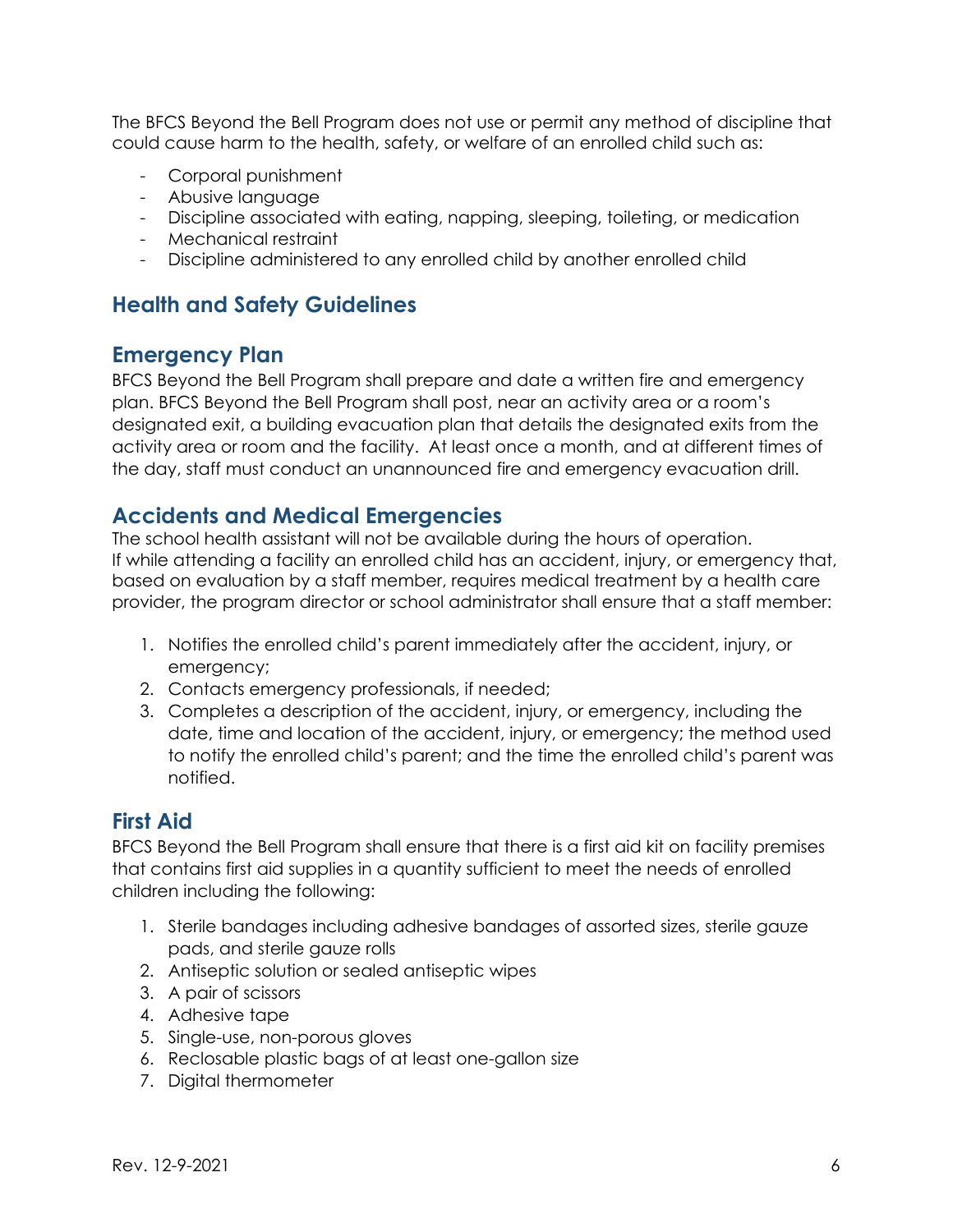The BFCS Beyond the Bell Program does not use or permit any method of discipline that could cause harm to the health, safety, or welfare of an enrolled child such as:

- Corporal punishment
- Abusive language
- Discipline associated with eating, napping, sleeping, toileting, or medication
- Mechanical restraint
- Discipline administered to any enrolled child by another enrolled child

## Health and Safety Guidelines

### Emergency Plan

BFCS Beyond the Bell Program shall prepare and date a written fire and emergency plan. BFCS Beyond the Bell Program shall post, near an activity area or a room's designated exit, a building evacuation plan that details the designated exits from the activity area or room and the facility. At least once a month, and at different times of the day, staff must conduct an unannounced fire and emergency evacuation drill.

### Accidents and Medical Emergencies

The school health assistant will not be available during the hours of operation. If while attending a facility an enrolled child has an accident, injury, or emergency that, based on evaluation by a staff member, requires medical treatment by a health care provider, the program director or school administrator shall ensure that a staff member:

1. Notifies the enrolled child's parent immediately after the accident, injury, or emergency;
2. Contacts emergency professionals, if needed;
3. Completes a description of the accident, injury, or emergency, including the date, time and location of the accident, injury, or emergency; the method used to notify the enrolled child's parent; and the time the enrolled child's parent was notified.

### First Aid

BFCS Beyond the Bell Program shall ensure that there is a first aid kit on facility premises that contains first aid supplies in a quantity sufficient to meet the needs of enrolled children including the following:

1. Sterile bandages including adhesive bandages of assorted sizes, sterile gauze pads, and sterile gauze rolls
2. Antiseptic solution or sealed antiseptic wipes
3. A pair of scissors
4. Adhesive tape
5. Single-use, non-porous gloves
6. Reclosable plastic bags of at least one-gallon size
7. Digital thermometer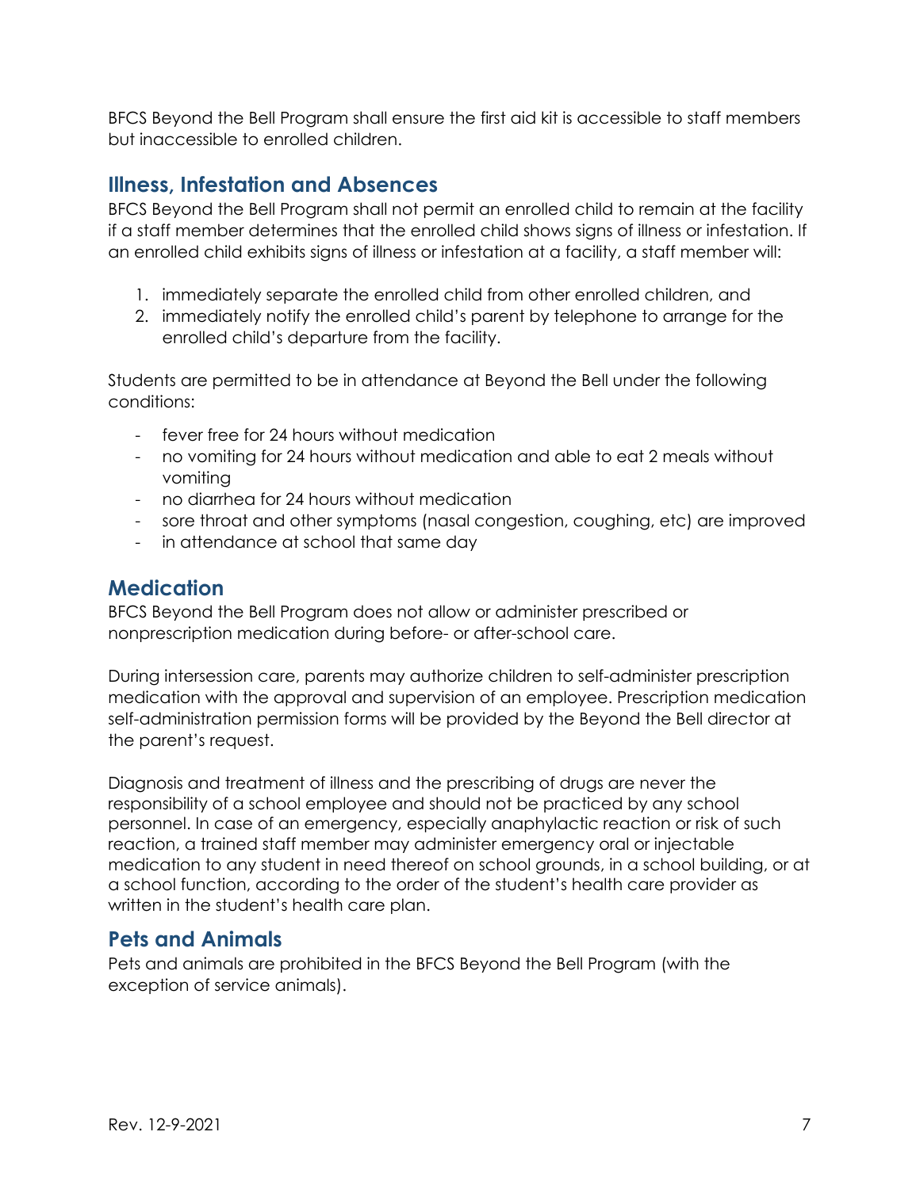BFCS Beyond the Bell Program shall ensure the first aid kit is accessible to staff members but inaccessible to enrolled children.

## Illness, Infestation and Absences

BFCS Beyond the Bell Program shall not permit an enrolled child to remain at the facility if a staff member determines that the enrolled child shows signs of illness or infestation. If an enrolled child exhibits signs of illness or infestation at a facility, a staff member will:

1. immediately separate the enrolled child from other enrolled children, and
2. immediately notify the enrolled child's parent by telephone to arrange for the enrolled child's departure from the facility.

Students are permitted to be in attendance at Beyond the Bell under the following conditions:

- fever free for 24 hours without medication
- no vomiting for 24 hours without medication and able to eat 2 meals without vomiting
- no diarrhea for 24 hours without medication
- sore throat and other symptoms (nasal congestion, coughing, etc) are improved
- in attendance at school that same day

## Medication

BFCS Beyond the Bell Program does not allow or administer prescribed or nonprescription medication during before- or after-school care.

During intersession care, parents may authorize children to self-administer prescription medication with the approval and supervision of an employee. Prescription medication self-administration permission forms will be provided by the Beyond the Bell director at the parent's request.

Diagnosis and treatment of illness and the prescribing of drugs are never the responsibility of a school employee and should not be practiced by any school personnel. In case of an emergency, especially anaphylactic reaction or risk of such reaction, a trained staff member may administer emergency oral or injectable medication to any student in need thereof on school grounds, in a school building, or at a school function, according to the order of the student's health care provider as written in the student's health care plan.

## Pets and Animals

Pets and animals are prohibited in the BFCS Beyond the Bell Program (with the exception of service animals).

Rev. 12-9-2021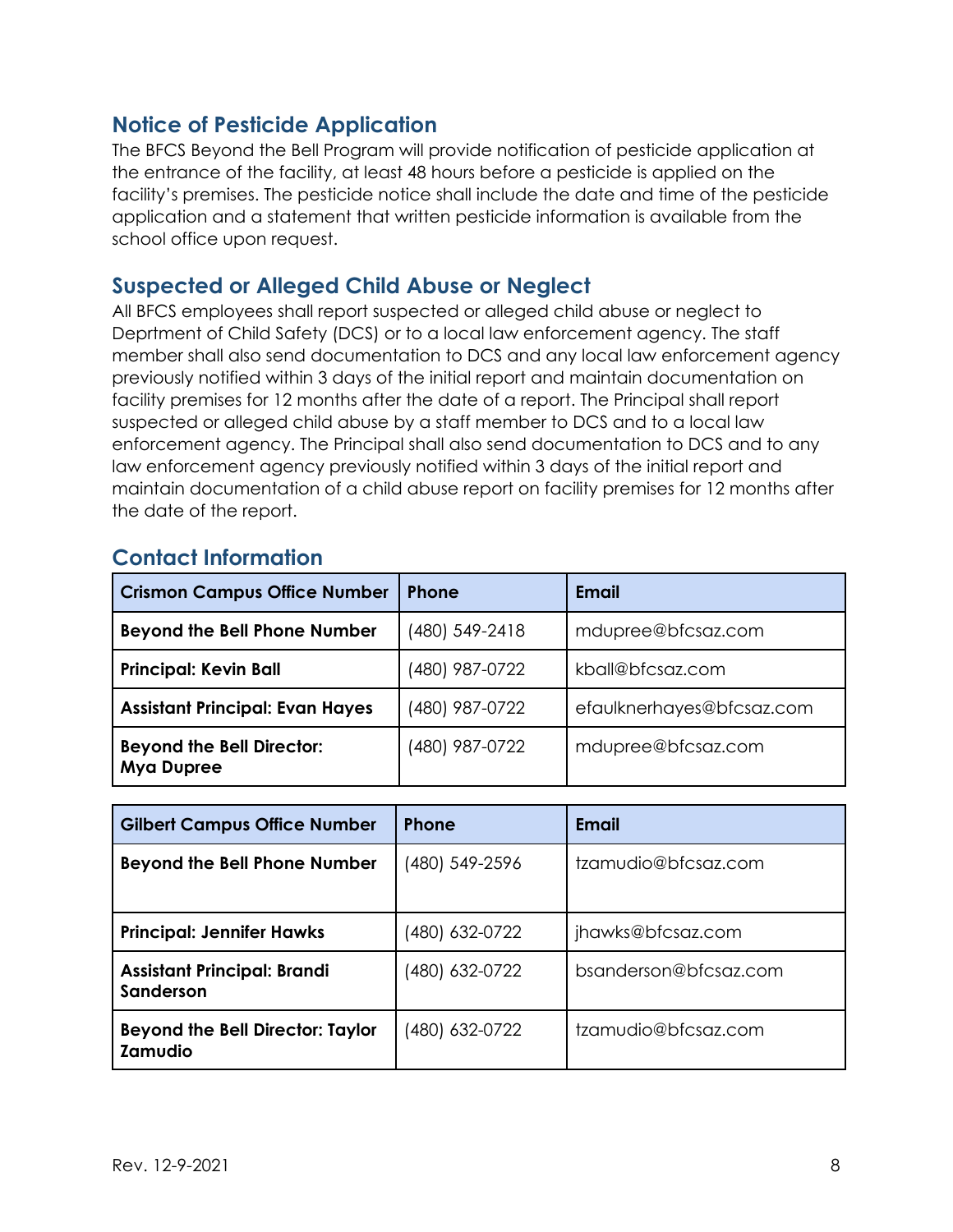## Notice of Pesticide Application

The BFCS Beyond the Bell Program will provide notification of pesticide application at the entrance of the facility, at least 48 hours before a pesticide is applied on the facility's premises. The pesticide notice shall include the date and time of the pesticide application and a statement that written pesticide information is available from the school office upon request.

## Suspected or Alleged Child Abuse or Neglect

All BFCS employees shall report suspected or alleged child abuse or neglect to Deprtment of Child Safety (DCS) or to a local law enforcement agency. The staff member shall also send documentation to DCS and any local law enforcement agency previously notified within 3 days of the initial report and maintain documentation on facility premises for 12 months after the date of a report. The Principal shall report suspected or alleged child abuse by a staff member to DCS and to a local law enforcement agency. The Principal shall also send documentation to DCS and to any law enforcement agency previously notified within 3 days of the initial report and maintain documentation of a child abuse report on facility premises for 12 months after the date of the report.

## Contact Information

| Crismon Campus Office Number | Phone | Email |
| --- | --- | --- |
| **Beyond the Bell Phone Number** | (480) 549-2418 | mdupree@bfcsaz.com |
| **Principal: Kevin Ball** | (480) 987-0722 | kball@bfcsaz.com |
| **Assistant Principal: Evan Hayes** | (480) 987-0722 | efaulknerhayes@bfcsaz.com |
| **Beyond the Bell Director: Mya Dupree** | (480) 987-0722 | mdupree@bfcsaz.com |

| Gilbert Campus Office Number | Phone | Email |
| --- | --- | --- |
| **Beyond the Bell Phone Number** | (480) 549-2596 | tzamudio@bfcsaz.com |
| **Principal: Jennifer Hawks** | (480) 632-0722 | jhawks@bfcsaz.com |
| **Assistant Principal: Brandi Sanderson** | (480) 632-0722 | bsanderson@bfcsaz.com |
| **Beyond the Bell Director: Taylor Zamudio** | (480) 632-0722 | tzamudio@bfcsaz.com |

Rev. 12-9-2021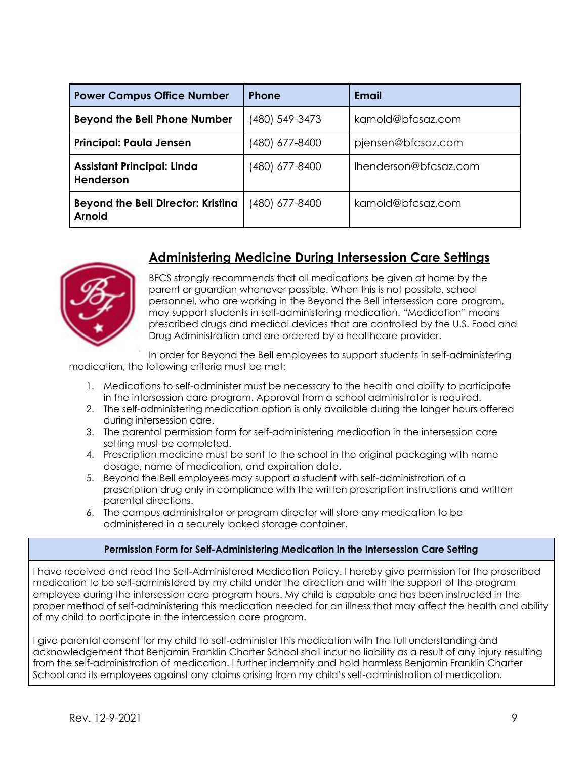| Power Campus Office Number | Phone | Email |
| --- | --- | --- |
| Beyond the Bell Phone Number | (480) 549-3473 | karnold@bfcsaz.com |
| Principal: Paula Jensen | (480) 677-8400 | pjensen@bfcsaz.com |
| Assistant Principal: Linda Henderson | (480) 677-8400 | lhenderson@bfcsaz.com |
| Beyond the Bell Director: Kristina Arnold | (480) 677-8400 | karnold@bfcsaz.com |

## Administering Medicine During Intersession Care Settings

BFCS strongly recommends that all medications be given at home by the parent or guardian whenever possible. When this is not possible, school personnel, who are working in the Beyond the Bell intersession care program, may support students in self-administering medication. "Medication" means prescribed drugs and medical devices that are controlled by the U.S. Food and Drug Administration and are ordered by a healthcare provider.

In order for Beyond the Bell employees to support students in self-administering medication, the following criteria must be met:

1. Medications to self-administer must be necessary to the health and ability to participate in the intersession care program. Approval from a school administrator is required.
2. The self-administering medication option is only available during the longer hours offered during intersession care.
3. The parental permission form for self-administering medication in the intersession care setting must be completed.
4. Prescription medicine must be sent to the school in the original packaging with name dosage, name of medication, and expiration date.
5. Beyond the Bell employees may support a student with self-administration of a prescription drug only in compliance with the written prescription instructions and written parental directions.
6. The campus administrator or program director will store any medication to be administered in a securely locked storage container.

| Permission Form for Self-Administering Medication in the Intersession Care Setting |
| --- |
| I have received and read the Self-Administered Medication Policy. I hereby give permission for the prescribed medication to be self-administered by my child under the direction and with the support of the program employee during the intersession care program hours. My child is capable and has been instructed in the proper method of self-administering this medication needed for an illness that may affect the health and ability of my child to participate in the intercession care program.<br><br>I give parental consent for my child to self-administer this medication with the full understanding and acknowledgement that Benjamin Franklin Charter School shall incur no liability as a result of any injury resulting from the self-administration of medication. I further indemnify and hold harmless Benjamin Franklin Charter School and its employees against any claims arising from my child's self-administration of medication. |

Rev. 12-9-2021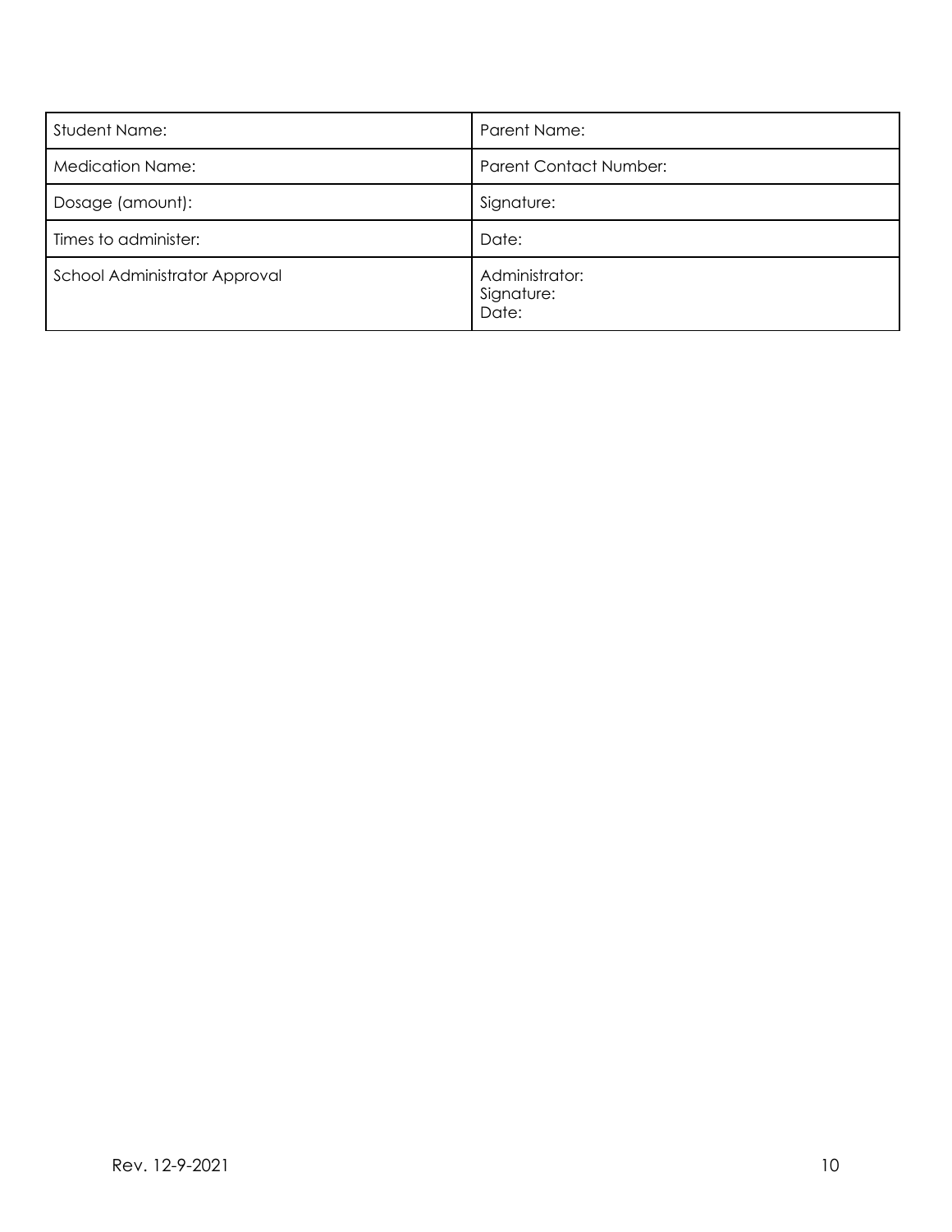| | |
|---|---|
| Student Name: | Parent Name: |
| Medication Name: | Parent Contact Number: |
| Dosage (amount): | Signature: |
| Times to administer: | Date: |
| School Administrator Approval | Administrator:<br>Signature:<br>Date: |

Rev. 12-9-2021